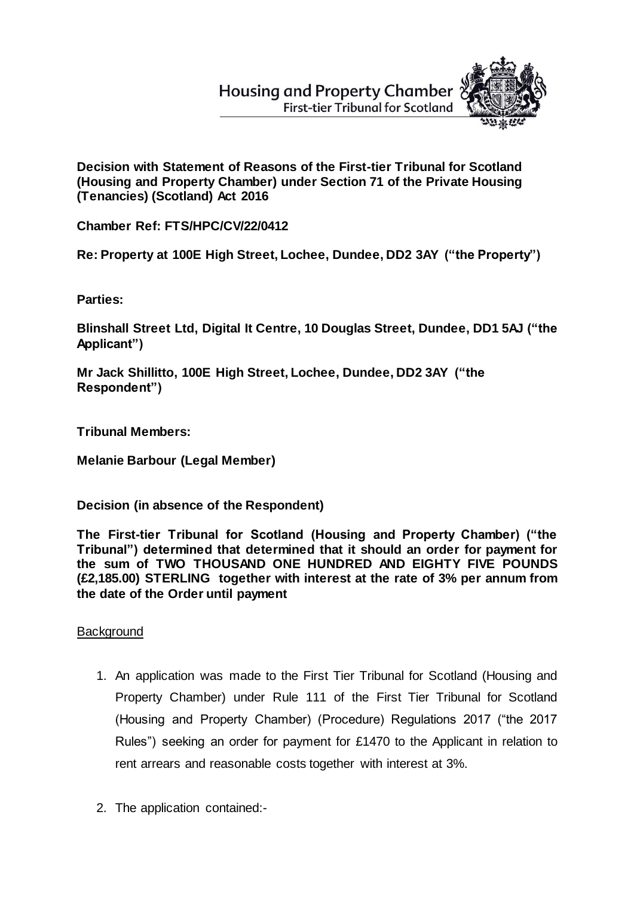Housing and Property Chamber
First-tier Tribunal for Scotland

**Decision with Statement of Reasons of the First-tier Tribunal for Scotland (Housing and Property Chamber) under Section 71 of the Private Housing (Tenancies) (Scotland) Act 2016**

**Chamber Ref: FTS/HPC/CV/22/0412**

**Re: Property at 100E High Street, Lochee, Dundee, DD2 3AY ("the Property")**

**Parties:**

**Blinshall Street Ltd, Digital It Centre, 10 Douglas Street, Dundee, DD1 5AJ ("the Applicant")**

**Mr Jack Shillitto, 100E High Street, Lochee, Dundee, DD2 3AY ("the Respondent")**

**Tribunal Members:**

**Melanie Barbour (Legal Member)**

**Decision (in absence of the Respondent)**

**The First-tier Tribunal for Scotland (Housing and Property Chamber) ("the Tribunal") determined that determined that it should an order for payment for the sum of TWO THOUSAND ONE HUNDRED AND EIGHTY FIVE POUNDS (£2,185.00) STERLING together with interest at the rate of 3% per annum from the date of the Order until payment**

Background

1. An application was made to the First Tier Tribunal for Scotland (Housing and Property Chamber) under Rule 111 of the First Tier Tribunal for Scotland (Housing and Property Chamber) (Procedure) Regulations 2017 ("the 2017 Rules") seeking an order for payment for £1470 to the Applicant in relation to rent arrears and reasonable costs together with interest at 3%.

2. The application contained:-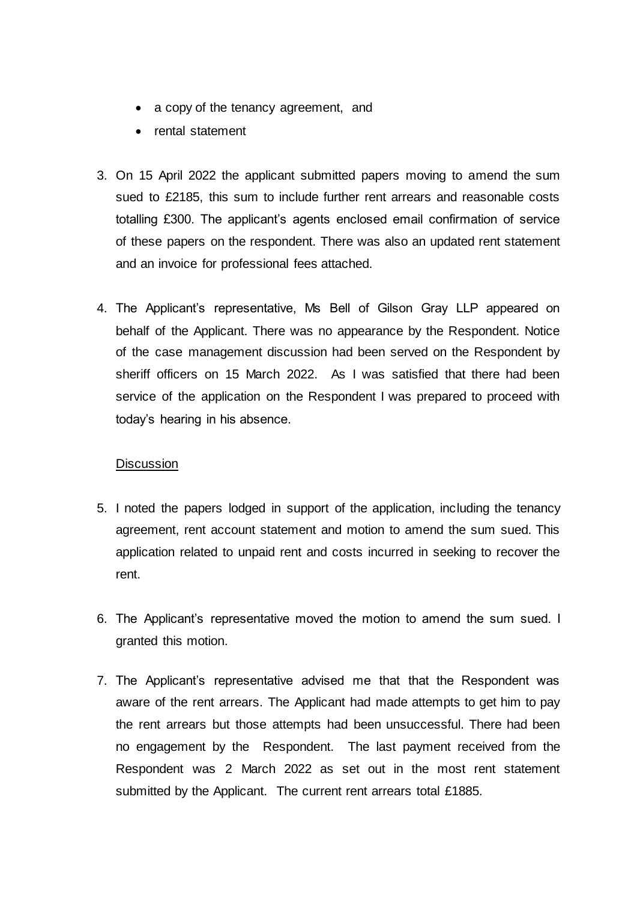- a copy of the tenancy agreement, and
- rental statement

3. On 15 April 2022 the applicant submitted papers moving to amend the sum sued to £2185, this sum to include further rent arrears and reasonable costs totalling £300. The applicant's agents enclosed email confirmation of service of these papers on the respondent. There was also an updated rent statement and an invoice for professional fees attached.

4. The Applicant's representative, Ms Bell of Gilson Gray LLP appeared on behalf of the Applicant. There was no appearance by the Respondent. Notice of the case management discussion had been served on the Respondent by sheriff officers on 15 March 2022. As I was satisfied that there had been service of the application on the Respondent I was prepared to proceed with today's hearing in his absence.

<u>Discussion</u>

5. I noted the papers lodged in support of the application, including the tenancy agreement, rent account statement and motion to amend the sum sued. This application related to unpaid rent and costs incurred in seeking to recover the rent.

6. The Applicant's representative moved the motion to amend the sum sued. I granted this motion.

7. The Applicant's representative advised me that that the Respondent was aware of the rent arrears. The Applicant had made attempts to get him to pay the rent arrears but those attempts had been unsuccessful. There had been no engagement by the Respondent. The last payment received from the Respondent was 2 March 2022 as set out in the most rent statement submitted by the Applicant. The current rent arrears total £1885.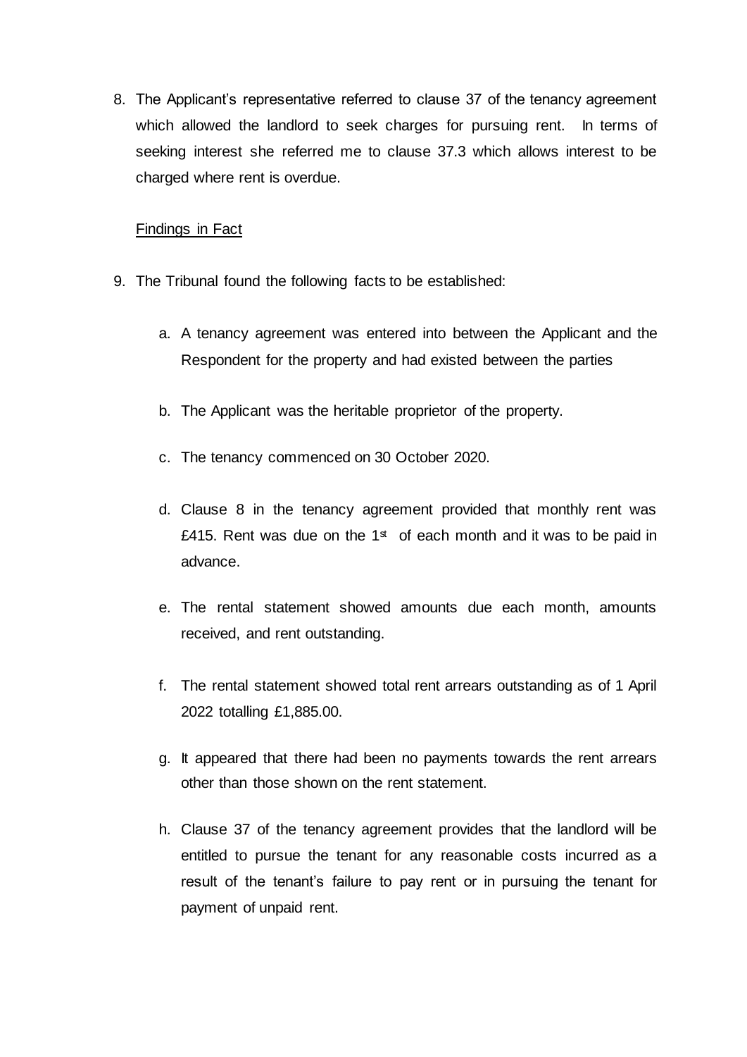8. The Applicant's representative referred to clause 37 of the tenancy agreement which allowed the landlord to seek charges for pursuing rent. In terms of seeking interest she referred me to clause 37.3 which allows interest to be charged where rent is overdue.

<u>Findings in Fact</u>

9. The Tribunal found the following facts to be established:

   a. A tenancy agreement was entered into between the Applicant and the Respondent for the property and had existed between the parties

   b. The Applicant was the heritable proprietor of the property.

   c. The tenancy commenced on 30 October 2020.

   d. Clause 8 in the tenancy agreement provided that monthly rent was £415. Rent was due on the 1st of each month and it was to be paid in advance.

   e. The rental statement showed amounts due each month, amounts received, and rent outstanding.

   f. The rental statement showed total rent arrears outstanding as of 1 April 2022 totalling £1,885.00.

   g. It appeared that there had been no payments towards the rent arrears other than those shown on the rent statement.

   h. Clause 37 of the tenancy agreement provides that the landlord will be entitled to pursue the tenant for any reasonable costs incurred as a result of the tenant's failure to pay rent or in pursuing the tenant for payment of unpaid rent.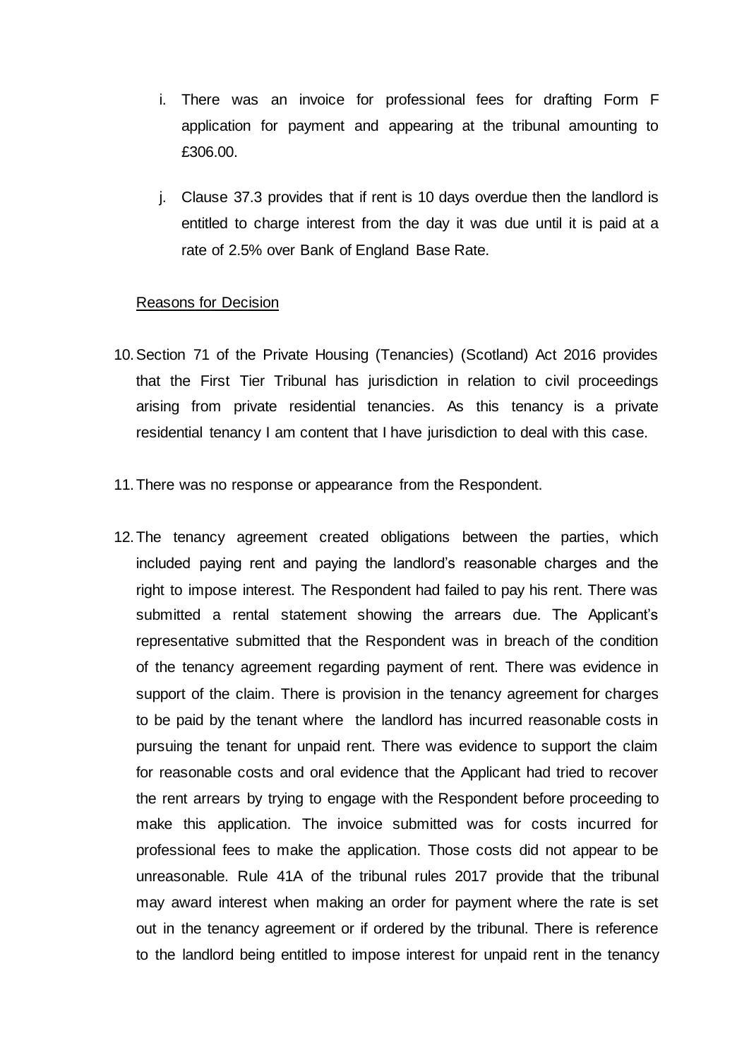i. There was an invoice for professional fees for drafting Form F application for payment and appearing at the tribunal amounting to £306.00.

j. Clause 37.3 provides that if rent is 10 days overdue then the landlord is entitled to charge interest from the day it was due until it is paid at a rate of 2.5% over Bank of England Base Rate.

Reasons for Decision

10. Section 71 of the Private Housing (Tenancies) (Scotland) Act 2016 provides that the First Tier Tribunal has jurisdiction in relation to civil proceedings arising from private residential tenancies. As this tenancy is a private residential tenancy I am content that I have jurisdiction to deal with this case.

11. There was no response or appearance from the Respondent.

12. The tenancy agreement created obligations between the parties, which included paying rent and paying the landlord's reasonable charges and the right to impose interest. The Respondent had failed to pay his rent. There was submitted a rental statement showing the arrears due. The Applicant's representative submitted that the Respondent was in breach of the condition of the tenancy agreement regarding payment of rent. There was evidence in support of the claim. There is provision in the tenancy agreement for charges to be paid by the tenant where the landlord has incurred reasonable costs in pursuing the tenant for unpaid rent. There was evidence to support the claim for reasonable costs and oral evidence that the Applicant had tried to recover the rent arrears by trying to engage with the Respondent before proceeding to make this application. The invoice submitted was for costs incurred for professional fees to make the application. Those costs did not appear to be unreasonable. Rule 41A of the tribunal rules 2017 provide that the tribunal may award interest when making an order for payment where the rate is set out in the tenancy agreement or if ordered by the tribunal. There is reference to the landlord being entitled to impose interest for unpaid rent in the tenancy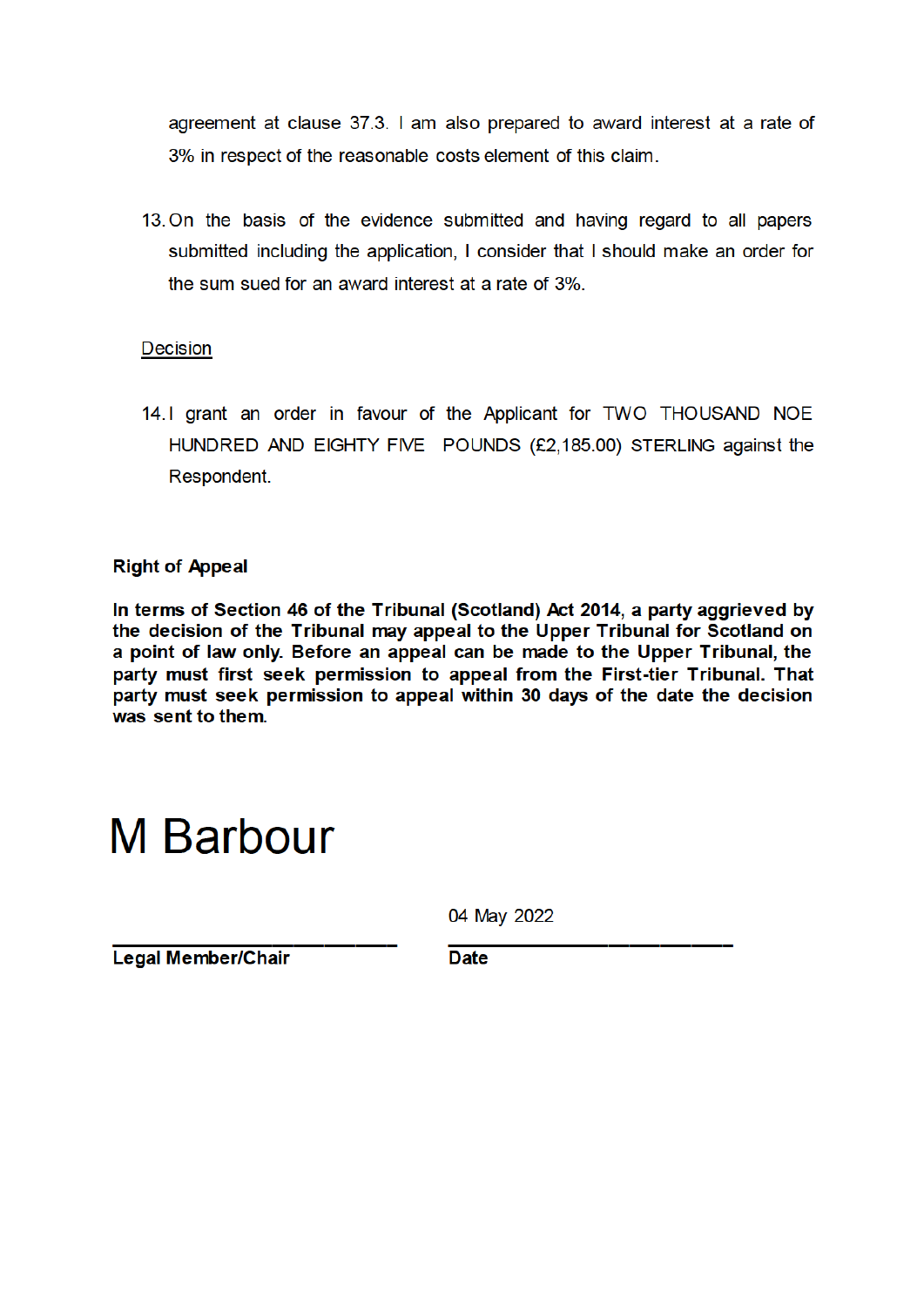agreement at clause 37.3. I am also prepared to award interest at a rate of 3% in respect of the reasonable costs element of this claim.

13. On the basis of the evidence submitted and having regard to all papers submitted including the application, I consider that I should make an order for the sum sued for an award interest at a rate of 3%.

Decision

14. I grant an order in favour of the Applicant for TWO THOUSAND NOE HUNDRED AND EIGHTY FIVE POUNDS (£2,185.00) STERLING against the Respondent.

**Right of Appeal**

**In terms of Section 46 of the Tribunal (Scotland) Act 2014, a party aggrieved by the decision of the Tribunal may appeal to the Upper Tribunal for Scotland on a point of law only. Before an appeal can be made to the Upper Tribunal, the party must first seek permission to appeal from the First-tier Tribunal. That party must seek permission to appeal within 30 days of the date the decision was sent to them.**

M Barbour

04 May 2022

**Legal Member/Chair** **Date**